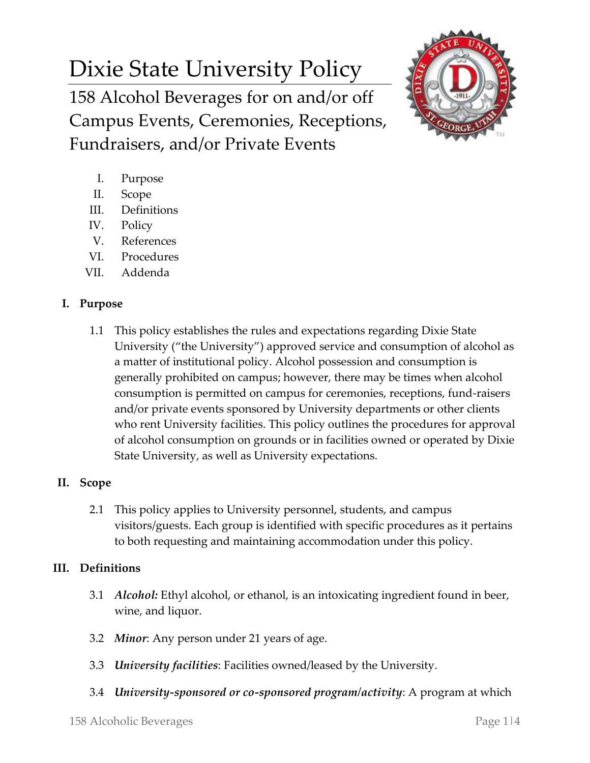# Dixie State University Policy

## 158 Alcohol Beverages for on and/or off Campus Events, Ceremonies, Receptions, Fundraisers, and/or Private Events

I. Purpose
II. Scope
III. Definitions
IV. Policy
V. References
VI. Procedures
VII. Addenda

### I. Purpose

1.1 This policy establishes the rules and expectations regarding Dixie State University ("the University") approved service and consumption of alcohol as a matter of institutional policy. Alcohol possession and consumption is generally prohibited on campus; however, there may be times when alcohol consumption is permitted on campus for ceremonies, receptions, fund-raisers and/or private events sponsored by University departments or other clients who rent University facilities. This policy outlines the procedures for approval of alcohol consumption on grounds or in facilities owned or operated by Dixie State University, as well as University expectations.

### II. Scope

2.1 This policy applies to University personnel, students, and campus visitors/guests. Each group is identified with specific procedures as it pertains to both requesting and maintaining accommodation under this policy.

### III. Definitions

3.1 ***Alcohol:*** Ethyl alcohol, or ethanol, is an intoxicating ingredient found in beer, wine, and liquor.

3.2 ***Minor***: Any person under 21 years of age.

3.3 ***University facilities***: Facilities owned/leased by the University.

3.4 ***University-sponsored or co-sponsored program/activity***: A program at which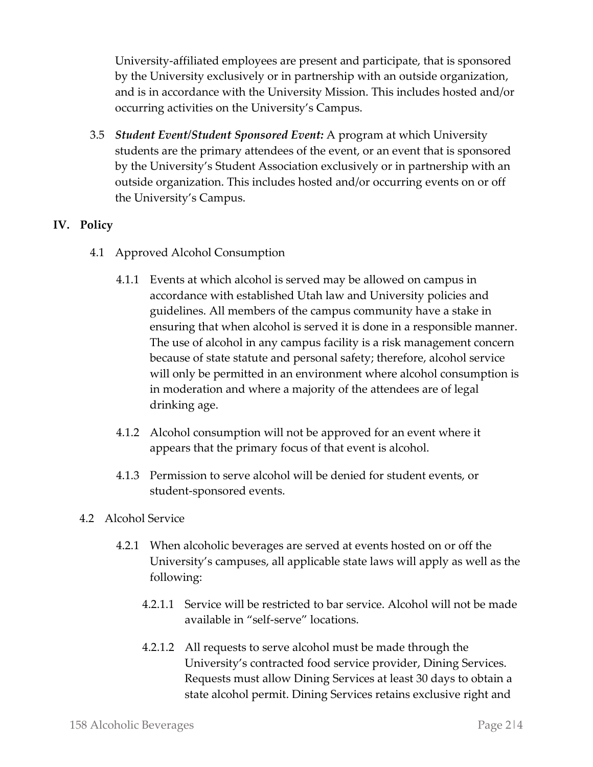University-affiliated employees are present and participate, that is sponsored by the University exclusively or in partnership with an outside organization, and is in accordance with the University Mission. This includes hosted and/or occurring activities on the University's Campus.

3.5 ***Student Event/Student Sponsored Event:*** A program at which University students are the primary attendees of the event, or an event that is sponsored by the University's Student Association exclusively or in partnership with an outside organization. This includes hosted and/or occurring events on or off the University's Campus.

## IV. Policy

4.1 Approved Alcohol Consumption

4.1.1 Events at which alcohol is served may be allowed on campus in accordance with established Utah law and University policies and guidelines. All members of the campus community have a stake in ensuring that when alcohol is served it is done in a responsible manner. The use of alcohol in any campus facility is a risk management concern because of state statute and personal safety; therefore, alcohol service will only be permitted in an environment where alcohol consumption is in moderation and where a majority of the attendees are of legal drinking age.

4.1.2 Alcohol consumption will not be approved for an event where it appears that the primary focus of that event is alcohol.

4.1.3 Permission to serve alcohol will be denied for student events, or student-sponsored events.

4.2 Alcohol Service

4.2.1 When alcoholic beverages are served at events hosted on or off the University's campuses, all applicable state laws will apply as well as the following:

4.2.1.1 Service will be restricted to bar service. Alcohol will not be made available in "self-serve" locations.

4.2.1.2 All requests to serve alcohol must be made through the University's contracted food service provider, Dining Services. Requests must allow Dining Services at least 30 days to obtain a state alcohol permit. Dining Services retains exclusive right and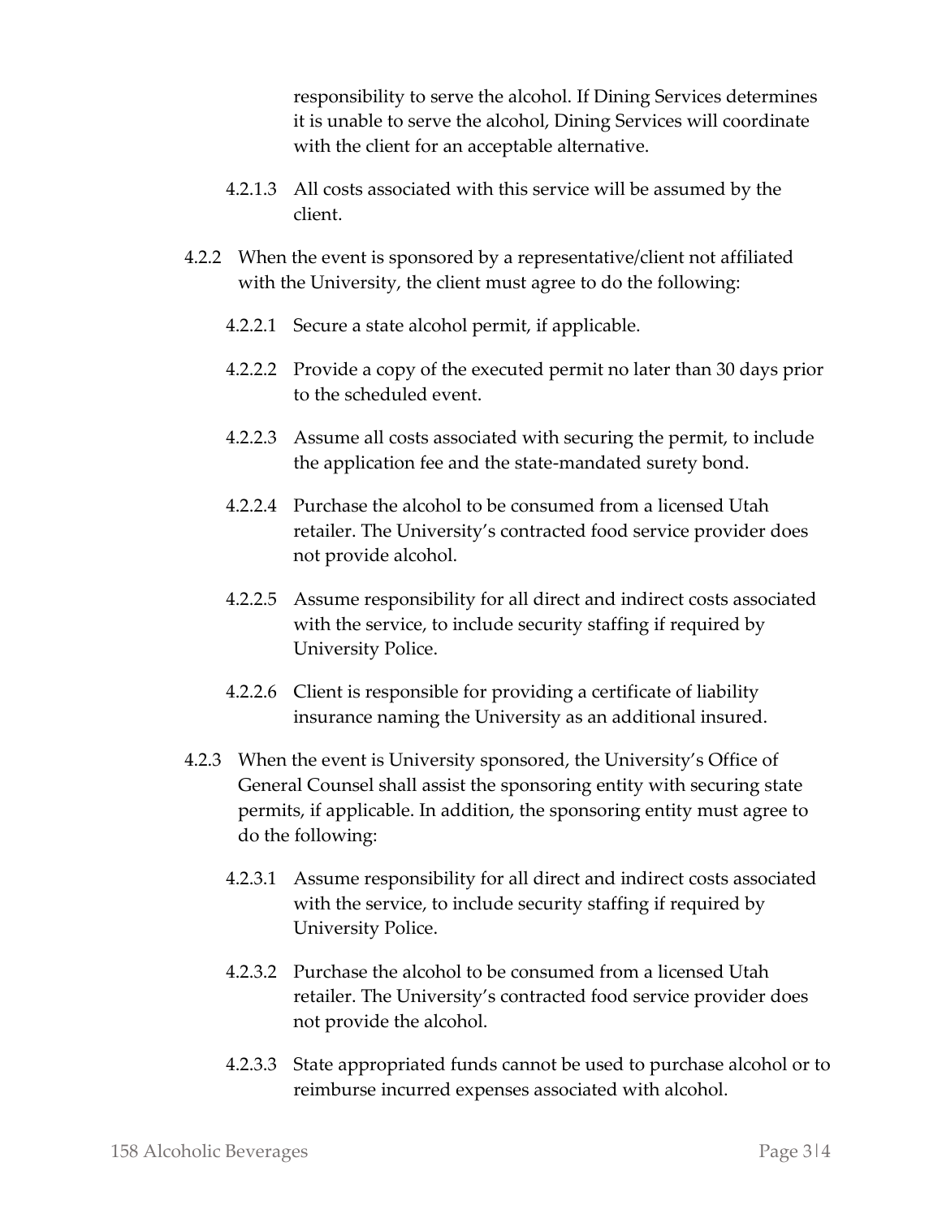responsibility to serve the alcohol. If Dining Services determines it is unable to serve the alcohol, Dining Services will coordinate with the client for an acceptable alternative.

4.2.1.3 All costs associated with this service will be assumed by the client.

4.2.2 When the event is sponsored by a representative/client not affiliated with the University, the client must agree to do the following:

4.2.2.1 Secure a state alcohol permit, if applicable.

4.2.2.2 Provide a copy of the executed permit no later than 30 days prior to the scheduled event.

4.2.2.3 Assume all costs associated with securing the permit, to include the application fee and the state-mandated surety bond.

4.2.2.4 Purchase the alcohol to be consumed from a licensed Utah retailer. The University's contracted food service provider does not provide alcohol.

4.2.2.5 Assume responsibility for all direct and indirect costs associated with the service, to include security staffing if required by University Police.

4.2.2.6 Client is responsible for providing a certificate of liability insurance naming the University as an additional insured.

4.2.3 When the event is University sponsored, the University's Office of General Counsel shall assist the sponsoring entity with securing state permits, if applicable. In addition, the sponsoring entity must agree to do the following:

4.2.3.1 Assume responsibility for all direct and indirect costs associated with the service, to include security staffing if required by University Police.

4.2.3.2 Purchase the alcohol to be consumed from a licensed Utah retailer. The University's contracted food service provider does not provide the alcohol.

4.2.3.3 State appropriated funds cannot be used to purchase alcohol or to reimburse incurred expenses associated with alcohol.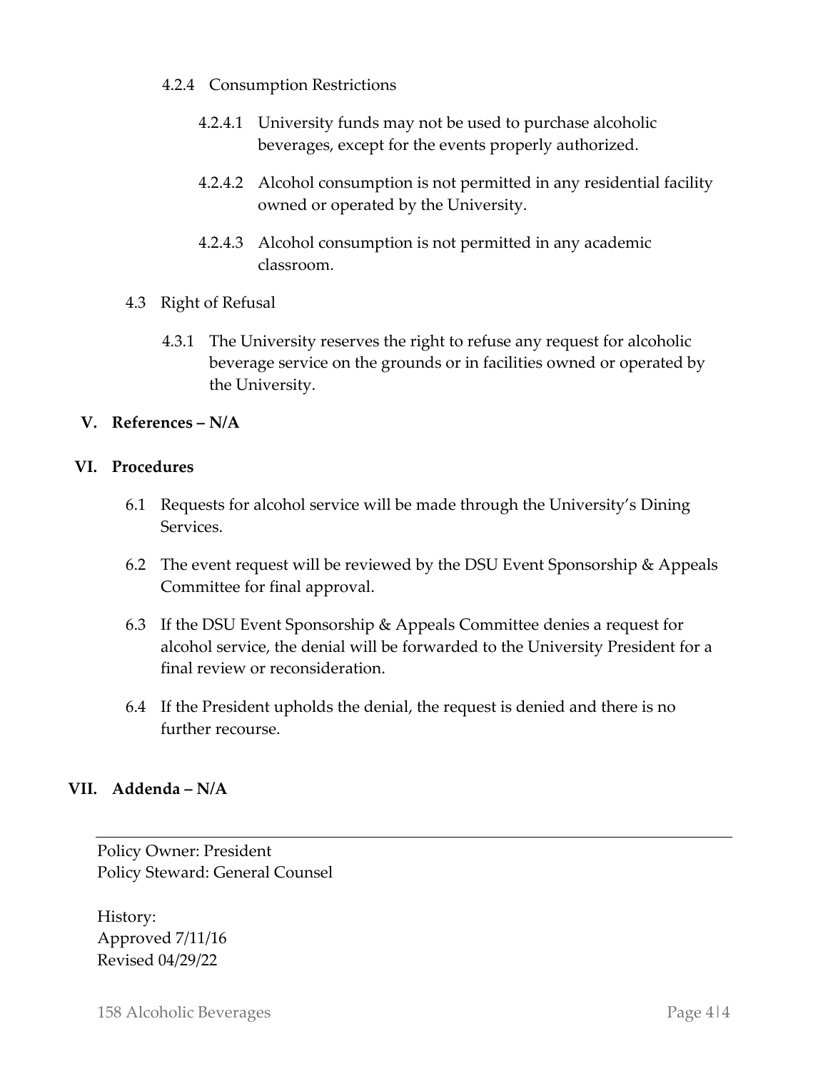4.2.4 Consumption Restrictions

4.2.4.1 University funds may not be used to purchase alcoholic beverages, except for the events properly authorized.

4.2.4.2 Alcohol consumption is not permitted in any residential facility owned or operated by the University.

4.2.4.3 Alcohol consumption is not permitted in any academic classroom.

4.3 Right of Refusal

4.3.1 The University reserves the right to refuse any request for alcoholic beverage service on the grounds or in facilities owned or operated by the University.

## V. References – N/A

## VI. Procedures

6.1 Requests for alcohol service will be made through the University's Dining Services.

6.2 The event request will be reviewed by the DSU Event Sponsorship & Appeals Committee for final approval.

6.3 If the DSU Event Sponsorship & Appeals Committee denies a request for alcohol service, the denial will be forwarded to the University President for a final review or reconsideration.

6.4 If the President upholds the denial, the request is denied and there is no further recourse.

## VII. Addenda – N/A

---

Policy Owner: President
Policy Steward: General Counsel

History:
Approved 7/11/16
Revised 04/29/22